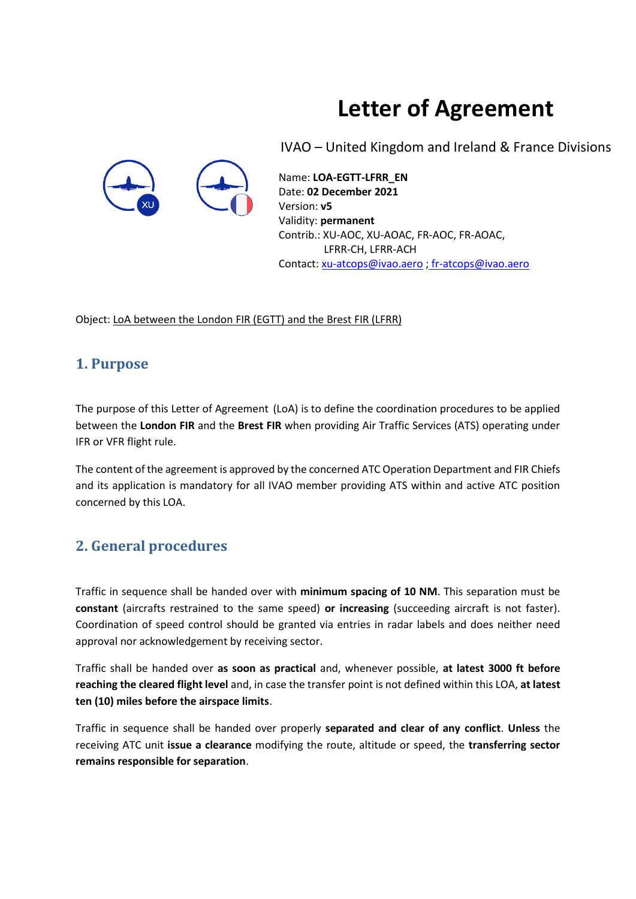# Letter of Agreement

IVAO – United Kingdom and Ireland & France Divisions

Name: **LOA-EGTT-LFRR_EN**
Date: **02 December 2021**
Version: **v5**
Validity: **permanent**
Contrib.: XU-AOC, XU-AOAC, FR-AOC, FR-AOAC, LFRR-CH, LFRR-ACH
Contact: xu-atcops@ivao.aero ; fr-atcops@ivao.aero

Object: LoA between the London FIR (EGTT) and the Brest FIR (LFRR)

## 1. Purpose

The purpose of this Letter of Agreement (LoA) is to define the coordination procedures to be applied between the **London FIR** and the **Brest FIR** when providing Air Traffic Services (ATS) operating under IFR or VFR flight rule.

The content of the agreement is approved by the concerned ATC Operation Department and FIR Chiefs and its application is mandatory for all IVAO member providing ATS within and active ATC position concerned by this LOA.

## 2. General procedures

Traffic in sequence shall be handed over with **minimum spacing of 10 NM**. This separation must be **constant** (aircrafts restrained to the same speed) **or increasing** (succeeding aircraft is not faster). Coordination of speed control should be granted via entries in radar labels and does neither need approval nor acknowledgement by receiving sector.

Traffic shall be handed over **as soon as practical** and, whenever possible, **at latest 3000 ft before reaching the cleared flight level** and, in case the transfer point is not defined within this LOA, **at latest ten (10) miles before the airspace limits**.

Traffic in sequence shall be handed over properly **separated and clear of any conflict**. **Unless** the receiving ATC unit **issue a clearance** modifying the route, altitude or speed, the **transferring sector remains responsible for separation**.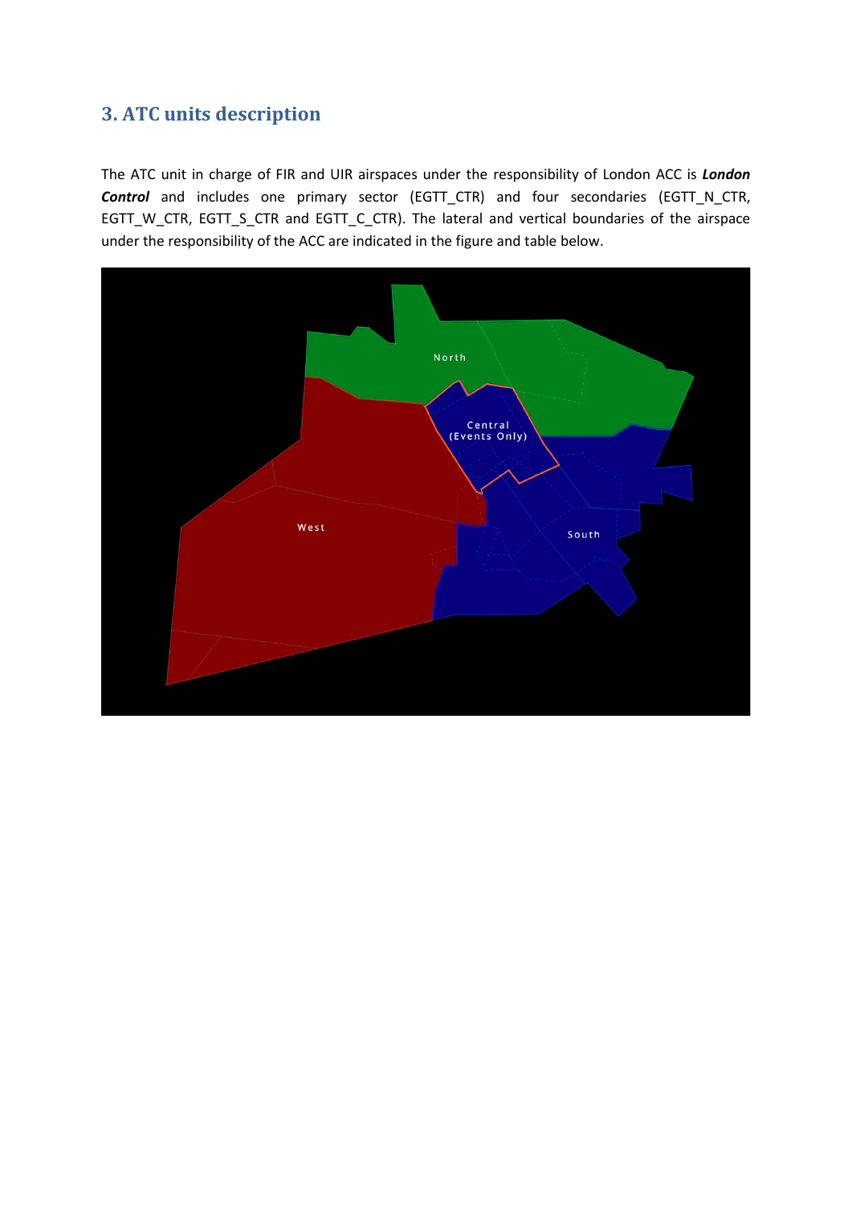## 3. ATC units description

The ATC unit in charge of FIR and UIR airspaces under the responsibility of London ACC is ***London Control*** and includes one primary sector (EGTT_CTR) and four secondaries (EGTT_N_CTR, EGTT_W_CTR, EGTT_S_CTR and EGTT_C_CTR). The lateral and vertical boundaries of the airspace under the responsibility of the ACC are indicated in the figure and table below.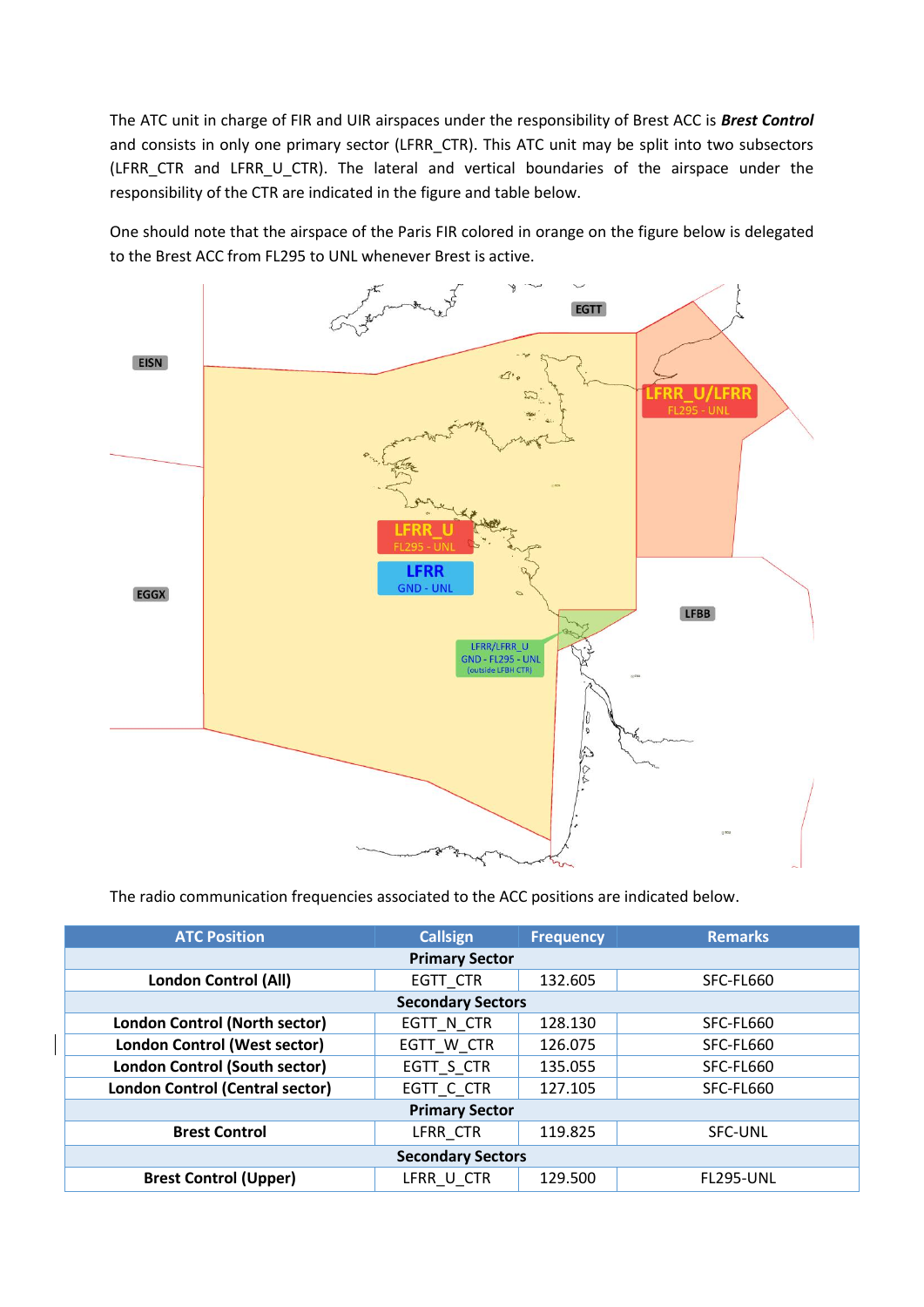The ATC unit in charge of FIR and UIR airspaces under the responsibility of Brest ACC is ***Brest Control*** and consists in only one primary sector (LFRR_CTR). This ATC unit may be split into two subsectors (LFRR_CTR and LFRR_U_CTR). The lateral and vertical boundaries of the airspace under the responsibility of the CTR are indicated in the figure and table below.

One should note that the airspace of the Paris FIR colored in orange on the figure below is delegated to the Brest ACC from FL295 to UNL whenever Brest is active.

The radio communication frequencies associated to the ACC positions are indicated below.

| ATC Position | Callsign | Frequency | Remarks |
|---|---|---|---|
| **Primary Sector** | | | |
| **London Control (All)** | EGTT_CTR | 132.605 | SFC-FL660 |
| **Secondary Sectors** | | | |
| **London Control (North sector)** | EGTT_N_CTR | 128.130 | SFC-FL660 |
| **London Control (West sector)** | EGTT_W_CTR | 126.075 | SFC-FL660 |
| **London Control (South sector)** | EGTT_S_CTR | 135.055 | SFC-FL660 |
| **London Control (Central sector)** | EGTT_C_CTR | 127.105 | SFC-FL660 |
| **Primary Sector** | | | |
| **Brest Control** | LFRR_CTR | 119.825 | SFC-UNL |
| **Secondary Sectors** | | | |
| **Brest Control (Upper)** | LFRR_U_CTR | 129.500 | FL295-UNL |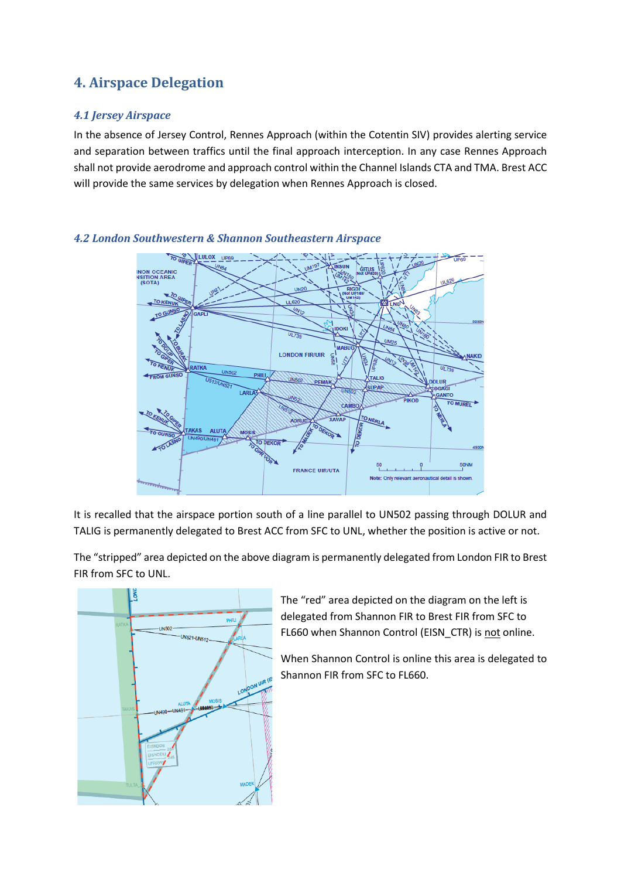## 4. Airspace Delegation

### *4.1 Jersey Airspace*

In the absence of Jersey Control, Rennes Approach (within the Cotentin SIV) provides alerting service and separation between traffics until the final approach interception. In any case Rennes Approach shall not provide aerodrome and approach control within the Channel Islands CTA and TMA. Brest ACC will provide the same services by delegation when Rennes Approach is closed.

### *4.2 London Southwestern & Shannon Southeastern Airspace*

It is recalled that the airspace portion south of a line parallel to UN502 passing through DOLUR and TALIG is permanently delegated to Brest ACC from SFC to UNL, whether the position is active or not.

The “stripped” area depicted on the above diagram is permanently delegated from London FIR to Brest FIR from SFC to UNL.

The “red” area depicted on the diagram on the left is delegated from Shannon FIR to Brest FIR from SFC to FL660 when Shannon Control (EISN_CTR) is not online.

When Shannon Control is online this area is delegated to Shannon FIR from SFC to FL660.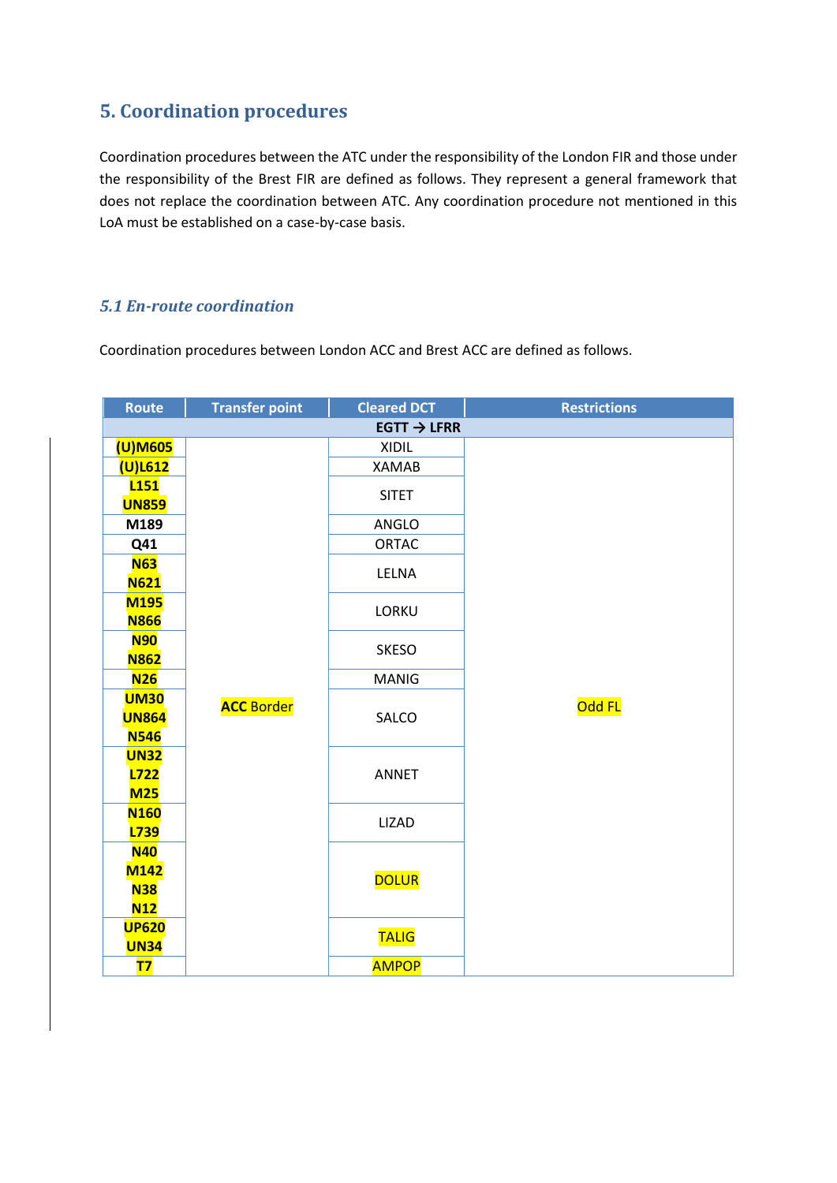## 5. Coordination procedures

Coordination procedures between the ATC under the responsibility of the London FIR and those under the responsibility of the Brest FIR are defined as follows. They represent a general framework that does not replace the coordination between ATC. Any coordination procedure not mentioned in this LoA must be established on a case-by-case basis.

### *5.1 En-route coordination*

Coordination procedures between London ACC and Brest ACC are defined as follows.

| Route | Transfer point | Cleared DCT | Restrictions |
|---|---|---|---|
| **EGTT → LFRR** | | | |
| **(U)M605** | ACC Border | XIDIL | Odd FL |
| **(U)L612** | | XAMAB | |
| **L151** **UN859** | | SITET | |
| **M189** | | ANGLO | |
| **Q41** | | ORTAC | |
| **N63** **N621** | | LELNA | |
| **M195** **N866** | | LORKU | |
| **N90** **N862** | | SKESO | |
| **N26** | | MANIG | |
| **UM30** **UN864** **N546** | | SALCO | |
| **UN32** **L722** **M25** | | ANNET | |
| **N160** **L739** | | LIZAD | |
| **N40** **M142** **N38** **N12** | | DOLUR | |
| **UP620** **UN34** | | TALIG | |
| **T7** | | AMPOP | |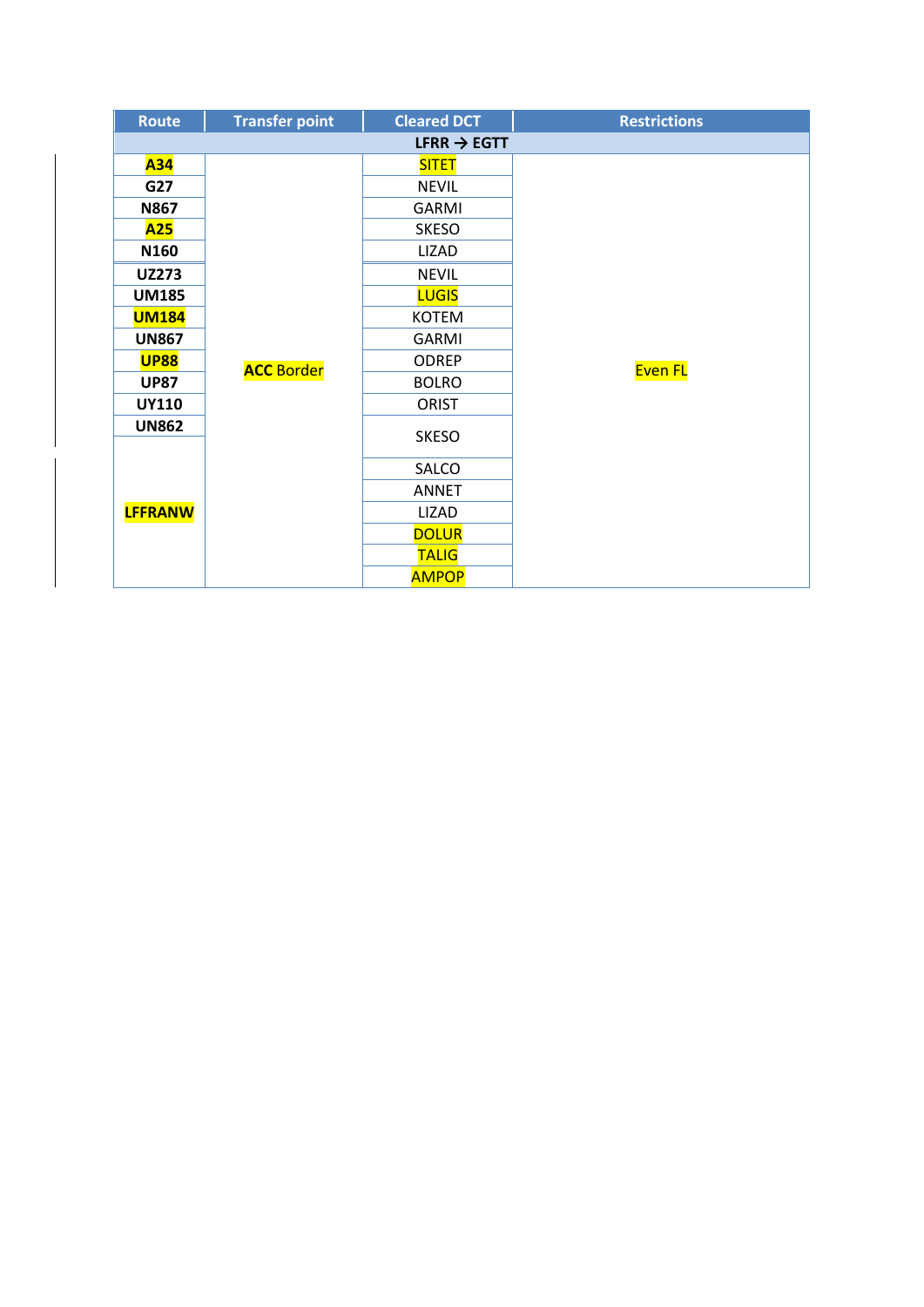| Route | Transfer point | Cleared DCT | Restrictions |
|---|---|---|---|
| **LFRR → EGTT** | | | |
| **A34** | ACC Border | SITET | Even FL |
| **G27** | | NEVIL | |
| **N867** | | GARMI | |
| **A25** | | SKESO | |
| **N160** | | LIZAD | |
| **UZ273** | | NEVIL | |
| **UM185** | | LUGIS | |
| **UM184** | | KOTEM | |
| **UN867** | | GARMI | |
| **UP88** | | ODREP | |
| **UP87** | | BOLRO | |
| **UY110** | | ORIST | |
| **UN862** | | SKESO | |
| **LFFRANW** | | SALCO | |
| | | ANNET | |
| | | LIZAD | |
| | | DOLUR | |
| | | TALIG | |
| | | AMPOP | |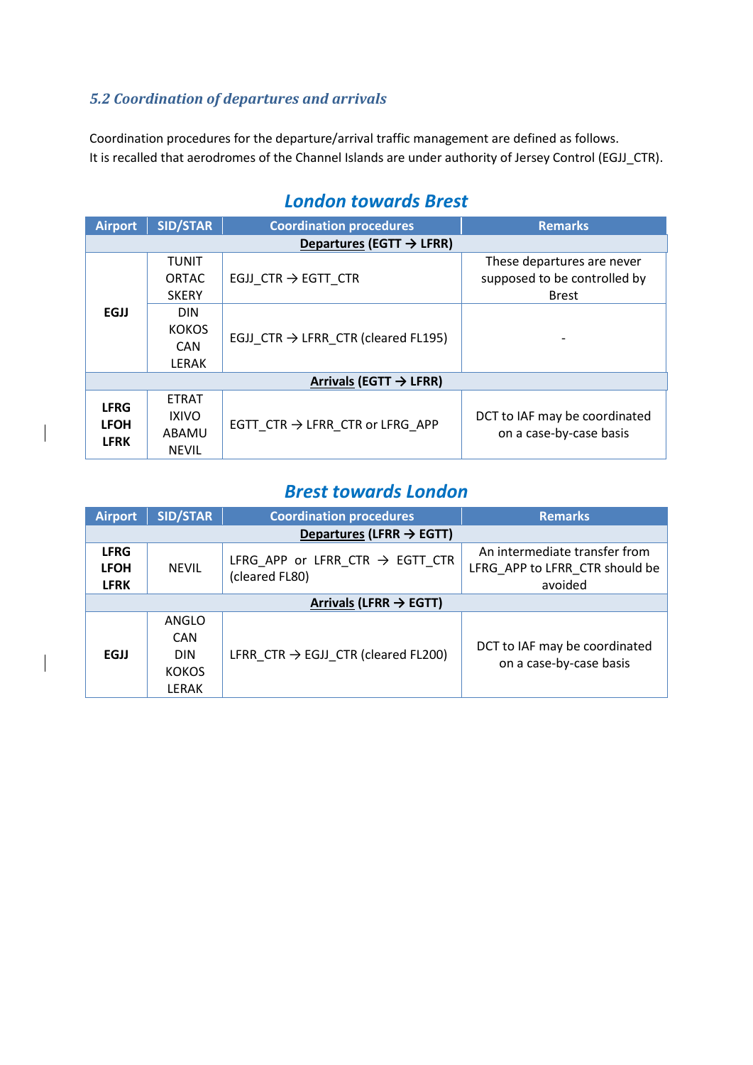### *5.2 Coordination of departures and arrivals*

Coordination procedures for the departure/arrival traffic management are defined as follows.
It is recalled that aerodromes of the Channel Islands are under authority of Jersey Control (EGJJ_CTR).

## London towards Brest

| Airport | SID/STAR | Coordination procedures | Remarks |
|---|---|---|---|
| | | **Departures (EGTT → LFRR)** | |
| **EGJJ** | TUNIT<br>ORTAC<br>SKERY | EGJJ_CTR → EGTT_CTR | These departures are never supposed to be controlled by Brest |
| | DIN<br>KOKOS<br>CAN<br>LERAK | EGJJ_CTR → LFRR_CTR (cleared FL195) | - |
| | | **Arrivals (EGTT → LFRR)** | |
| **LFRG**<br>**LFOH**<br>**LFRK** | ETRAT<br>IXIVO<br>ABAMU<br>NEVIL | EGTT_CTR → LFRR_CTR or LFRG_APP | DCT to IAF may be coordinated on a case-by-case basis |

## Brest towards London

| Airport | SID/STAR | Coordination procedures | Remarks |
|---|---|---|---|
| | | **Departures (LFRR → EGTT)** | |
| **LFRG**<br>**LFOH**<br>**LFRK** | NEVIL | LFRG_APP or LFRR_CTR → EGTT_CTR (cleared FL80) | An intermediate transfer from LFRG_APP to LFRR_CTR should be avoided |
| | | **Arrivals (LFRR → EGTT)** | |
| **EGJJ** | ANGLO<br>CAN<br>DIN<br>KOKOS<br>LERAK | LFRR_CTR → EGJJ_CTR (cleared FL200) | DCT to IAF may be coordinated on a case-by-case basis |